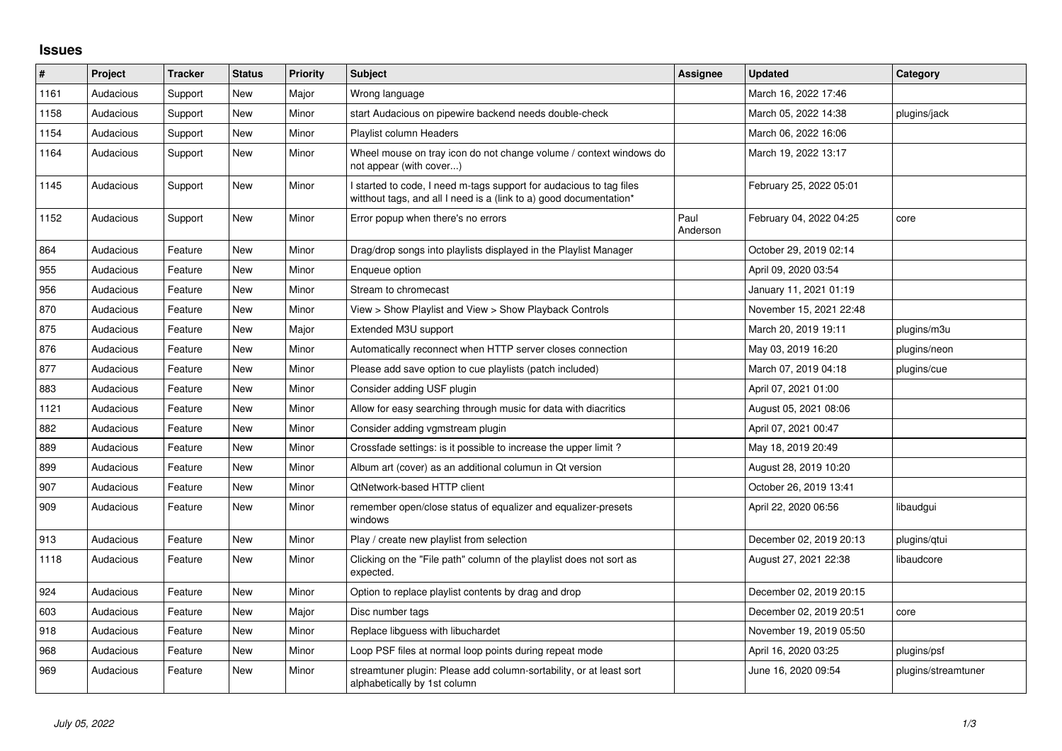## Issues

| # | Project | Tracker | Status | Priority | Subject | Assignee | Updated | Category |
|---|---|---|---|---|---|---|---|---|
| 1161 | Audacious | Support | New | Major | Wrong language | | March 16, 2022 17:46 | |
| 1158 | Audacious | Support | New | Minor | start Audacious on pipewire backend needs double-check | | March 05, 2022 14:38 | plugins/jack |
| 1154 | Audacious | Support | New | Minor | Playlist column Headers | | March 06, 2022 16:06 | |
| 1164 | Audacious | Support | New | Minor | Wheel mouse on tray icon do not change volume / context windows do not appear (with cover...) | | March 19, 2022 13:17 | |
| 1145 | Audacious | Support | New | Minor | I started to code, I need m-tags support for audacious to tag files witthout tags, and all I need is a (link to a) good documentation* | | February 25, 2022 05:01 | |
| 1152 | Audacious | Support | New | Minor | Error popup when there's no errors | Paul Anderson | February 04, 2022 04:25 | core |
| 864 | Audacious | Feature | New | Minor | Drag/drop songs into playlists displayed in the Playlist Manager | | October 29, 2019 02:14 | |
| 955 | Audacious | Feature | New | Minor | Enqueue option | | April 09, 2020 03:54 | |
| 956 | Audacious | Feature | New | Minor | Stream to chromecast | | January 11, 2021 01:19 | |
| 870 | Audacious | Feature | New | Minor | View > Show Playlist and View > Show Playback Controls | | November 15, 2021 22:48 | |
| 875 | Audacious | Feature | New | Major | Extended M3U support | | March 20, 2019 19:11 | plugins/m3u |
| 876 | Audacious | Feature | New | Minor | Automatically reconnect when HTTP server closes connection | | May 03, 2019 16:20 | plugins/neon |
| 877 | Audacious | Feature | New | Minor | Please add save option to cue playlists (patch included) | | March 07, 2019 04:18 | plugins/cue |
| 883 | Audacious | Feature | New | Minor | Consider adding USF plugin | | April 07, 2021 01:00 | |
| 1121 | Audacious | Feature | New | Minor | Allow for easy searching through music for data with diacritics | | August 05, 2021 08:06 | |
| 882 | Audacious | Feature | New | Minor | Consider adding vgmstream plugin | | April 07, 2021 00:47 | |
| 889 | Audacious | Feature | New | Minor | Crossfade settings: is it possible to increase the upper limit ? | | May 18, 2019 20:49 | |
| 899 | Audacious | Feature | New | Minor | Album art (cover) as an additional columun in Qt version | | August 28, 2019 10:20 | |
| 907 | Audacious | Feature | New | Minor | QtNetwork-based HTTP client | | October 26, 2019 13:41 | |
| 909 | Audacious | Feature | New | Minor | remember open/close status of equalizer and equalizer-presets windows | | April 22, 2020 06:56 | libaudgui |
| 913 | Audacious | Feature | New | Minor | Play / create new playlist from selection | | December 02, 2019 20:13 | plugins/qtui |
| 1118 | Audacious | Feature | New | Minor | Clicking on the "File path" column of the playlist does not sort as expected. | | August 27, 2021 22:38 | libaudcore |
| 924 | Audacious | Feature | New | Minor | Option to replace playlist contents by drag and drop | | December 02, 2019 20:15 | |
| 603 | Audacious | Feature | New | Major | Disc number tags | | December 02, 2019 20:51 | core |
| 918 | Audacious | Feature | New | Minor | Replace libguess with libuchardet | | November 19, 2019 05:50 | |
| 968 | Audacious | Feature | New | Minor | Loop PSF files at normal loop points during repeat mode | | April 16, 2020 03:25 | plugins/psf |
| 969 | Audacious | Feature | New | Minor | streamtuner plugin: Please add column-sortability, or at least sort alphabetically by 1st column | | June 16, 2020 09:54 | plugins/streamtuner |

*July 05, 2022*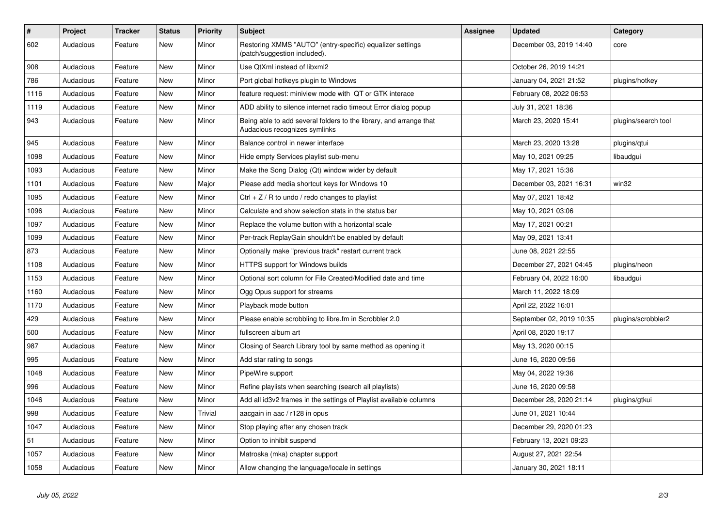| # | Project | Tracker | Status | Priority | Subject | Assignee | Updated | Category |
|---|---|---|---|---|---|---|---|---|
| 602 | Audacious | Feature | New | Minor | Restoring XMMS "AUTO" (entry-specific) equalizer settings (patch/suggestion included). | | December 03, 2019 14:40 | core |
| 908 | Audacious | Feature | New | Minor | Use QtXml instead of libxml2 | | October 26, 2019 14:21 | |
| 786 | Audacious | Feature | New | Minor | Port global hotkeys plugin to Windows | | January 04, 2021 21:52 | plugins/hotkey |
| 1116 | Audacious | Feature | New | Minor | feature request: miniview mode with QT or GTK interace | | February 08, 2022 06:53 | |
| 1119 | Audacious | Feature | New | Minor | ADD ability to silence internet radio timeout Error dialog popup | | July 31, 2021 18:36 | |
| 943 | Audacious | Feature | New | Minor | Being able to add several folders to the library, and arrange that Audacious recognizes symlinks | | March 23, 2020 15:41 | plugins/search tool |
| 945 | Audacious | Feature | New | Minor | Balance control in newer interface | | March 23, 2020 13:28 | plugins/qtui |
| 1098 | Audacious | Feature | New | Minor | Hide empty Services playlist sub-menu | | May 10, 2021 09:25 | libaudgui |
| 1093 | Audacious | Feature | New | Minor | Make the Song Dialog (Qt) window wider by default | | May 17, 2021 15:36 | |
| 1101 | Audacious | Feature | New | Major | Please add media shortcut keys for Windows 10 | | December 03, 2021 16:31 | win32 |
| 1095 | Audacious | Feature | New | Minor | Ctrl + Z / R to undo / redo changes to playlist | | May 07, 2021 18:42 | |
| 1096 | Audacious | Feature | New | Minor | Calculate and show selection stats in the status bar | | May 10, 2021 03:06 | |
| 1097 | Audacious | Feature | New | Minor | Replace the volume button with a horizontal scale | | May 17, 2021 00:21 | |
| 1099 | Audacious | Feature | New | Minor | Per-track ReplayGain shouldn't be enabled by default | | May 09, 2021 13:41 | |
| 873 | Audacious | Feature | New | Minor | Optionally make "previous track" restart current track | | June 08, 2021 22:55 | |
| 1108 | Audacious | Feature | New | Minor | HTTPS support for Windows builds | | December 27, 2021 04:45 | plugins/neon |
| 1153 | Audacious | Feature | New | Minor | Optional sort column for File Created/Modified date and time | | February 04, 2022 16:00 | libaudgui |
| 1160 | Audacious | Feature | New | Minor | Ogg Opus support for streams | | March 11, 2022 18:09 | |
| 1170 | Audacious | Feature | New | Minor | Playback mode button | | April 22, 2022 16:01 | |
| 429 | Audacious | Feature | New | Minor | Please enable scrobbling to libre.fm in Scrobbler 2.0 | | September 02, 2019 10:35 | plugins/scrobbler2 |
| 500 | Audacious | Feature | New | Minor | fullscreen album art | | April 08, 2020 19:17 | |
| 987 | Audacious | Feature | New | Minor | Closing of Search Library tool by same method as opening it | | May 13, 2020 00:15 | |
| 995 | Audacious | Feature | New | Minor | Add star rating to songs | | June 16, 2020 09:56 | |
| 1048 | Audacious | Feature | New | Minor | PipeWire support | | May 04, 2022 19:36 | |
| 996 | Audacious | Feature | New | Minor | Refine playlists when searching (search all playlists) | | June 16, 2020 09:58 | |
| 1046 | Audacious | Feature | New | Minor | Add all id3v2 frames in the settings of Playlist available columns | | December 28, 2020 21:14 | plugins/gtkui |
| 998 | Audacious | Feature | New | Trivial | aacgain in aac / r128 in opus | | June 01, 2021 10:44 | |
| 1047 | Audacious | Feature | New | Minor | Stop playing after any chosen track | | December 29, 2020 01:23 | |
| 51 | Audacious | Feature | New | Minor | Option to inhibit suspend | | February 13, 2021 09:23 | |
| 1057 | Audacious | Feature | New | Minor | Matroska (mka) chapter support | | August 27, 2021 22:54 | |
| 1058 | Audacious | Feature | New | Minor | Allow changing the language/locale in settings | | January 30, 2021 18:11 | |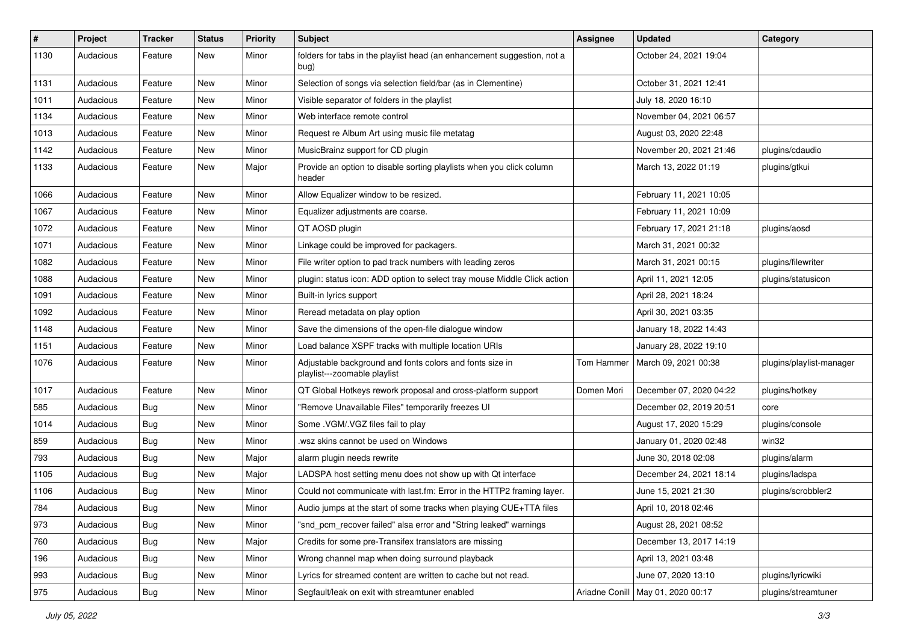| # | Project | Tracker | Status | Priority | Subject | Assignee | Updated | Category |
| --- | --- | --- | --- | --- | --- | --- | --- | --- |
| 1130 | Audacious | Feature | New | Minor | folders for tabs in the playlist head (an enhancement suggestion, not a bug) | | October 24, 2021 19:04 | |
| 1131 | Audacious | Feature | New | Minor | Selection of songs via selection field/bar (as in Clementine) | | October 31, 2021 12:41 | |
| 1011 | Audacious | Feature | New | Minor | Visible separator of folders in the playlist | | July 18, 2020 16:10 | |
| 1134 | Audacious | Feature | New | Minor | Web interface remote control | | November 04, 2021 06:57 | |
| 1013 | Audacious | Feature | New | Minor | Request re Album Art using music file metatag | | August 03, 2020 22:48 | |
| 1142 | Audacious | Feature | New | Minor | MusicBrainz support for CD plugin | | November 20, 2021 21:46 | plugins/cdaudio |
| 1133 | Audacious | Feature | New | Major | Provide an option to disable sorting playlists when you click column header | | March 13, 2022 01:19 | plugins/gtkui |
| 1066 | Audacious | Feature | New | Minor | Allow Equalizer window to be resized. | | February 11, 2021 10:05 | |
| 1067 | Audacious | Feature | New | Minor | Equalizer adjustments are coarse. | | February 11, 2021 10:09 | |
| 1072 | Audacious | Feature | New | Minor | QT AOSD plugin | | February 17, 2021 21:18 | plugins/aosd |
| 1071 | Audacious | Feature | New | Minor | Linkage could be improved for packagers. | | March 31, 2021 00:32 | |
| 1082 | Audacious | Feature | New | Minor | File writer option to pad track numbers with leading zeros | | March 31, 2021 00:15 | plugins/filewriter |
| 1088 | Audacious | Feature | New | Minor | plugin: status icon: ADD option to select tray mouse Middle Click action | | April 11, 2021 12:05 | plugins/statusicon |
| 1091 | Audacious | Feature | New | Minor | Built-in lyrics support | | April 28, 2021 18:24 | |
| 1092 | Audacious | Feature | New | Minor | Reread metadata on play option | | April 30, 2021 03:35 | |
| 1148 | Audacious | Feature | New | Minor | Save the dimensions of the open-file dialogue window | | January 18, 2022 14:43 | |
| 1151 | Audacious | Feature | New | Minor | Load balance XSPF tracks with multiple location URIs | | January 28, 2022 19:10 | |
| 1076 | Audacious | Feature | New | Minor | Adjustable background and fonts colors and fonts size in playlist---zoomable playlist | Tom Hammer | March 09, 2021 00:38 | plugins/playlist-manager |
| 1017 | Audacious | Feature | New | Minor | QT Global Hotkeys rework proposal and cross-platform support | Domen Mori | December 07, 2020 04:22 | plugins/hotkey |
| 585 | Audacious | Bug | New | Minor | "Remove Unavailable Files" temporarily freezes UI | | December 02, 2019 20:51 | core |
| 1014 | Audacious | Bug | New | Minor | Some .VGM/.VGZ files fail to play | | August 17, 2020 15:29 | plugins/console |
| 859 | Audacious | Bug | New | Minor | .wsz skins cannot be used on Windows | | January 01, 2020 02:48 | win32 |
| 793 | Audacious | Bug | New | Major | alarm plugin needs rewrite | | June 30, 2018 02:08 | plugins/alarm |
| 1105 | Audacious | Bug | New | Major | LADSPA host setting menu does not show up with Qt interface | | December 24, 2021 18:14 | plugins/ladspa |
| 1106 | Audacious | Bug | New | Minor | Could not communicate with last.fm: Error in the HTTP2 framing layer. | | June 15, 2021 21:30 | plugins/scrobbler2 |
| 784 | Audacious | Bug | New | Minor | Audio jumps at the start of some tracks when playing CUE+TTA files | | April 10, 2018 02:46 | |
| 973 | Audacious | Bug | New | Minor | "snd_pcm_recover failed" alsa error and "String leaked" warnings | | August 28, 2021 08:52 | |
| 760 | Audacious | Bug | New | Major | Credits for some pre-Transifex translators are missing | | December 13, 2017 14:19 | |
| 196 | Audacious | Bug | New | Minor | Wrong channel map when doing surround playback | | April 13, 2021 03:48 | |
| 993 | Audacious | Bug | New | Minor | Lyrics for streamed content are written to cache but not read. | | June 07, 2020 13:10 | plugins/lyricwiki |
| 975 | Audacious | Bug | New | Minor | Segfault/leak on exit with streamtuner enabled | Ariadne Conill | May 01, 2020 00:17 | plugins/streamtuner |